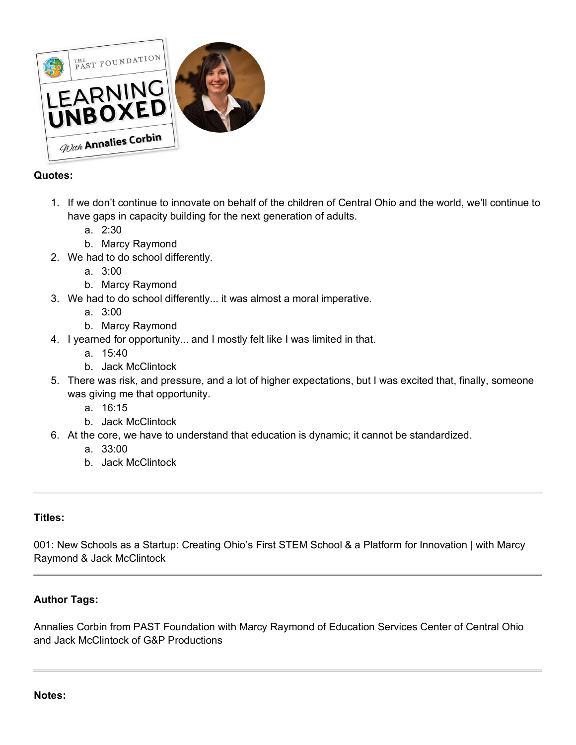**Quotes:**

1. If we don't continue to innovate on behalf of the children of Central Ohio and the world, we'll continue to have gaps in capacity building for the next generation of adults.
    a. 2:30
    b. Marcy Raymond
2. We had to do school differently.
    a. 3:00
    b. Marcy Raymond
3. We had to do school differently... it was almost a moral imperative.
    a. 3:00
    b. Marcy Raymond
4. I yearned for opportunity... and I mostly felt like I was limited in that.
    a. 15:40
    b. Jack McClintock
5. There was risk, and pressure, and a lot of higher expectations, but I was excited that, finally, someone was giving me that opportunity.
    a. 16:15
    b. Jack McClintock
6. At the core, we have to understand that education is dynamic; it cannot be standardized.
    a. 33:00
    b. Jack McClintock

---

**Titles:**

001: New Schools as a Startup: Creating Ohio's First STEM School & a Platform for Innovation | with Marcy Raymond & Jack McClintock

---

**Author Tags:**

Annalies Corbin from PAST Foundation with Marcy Raymond of Education Services Center of Central Ohio and Jack McClintock of G&P Productions

---

**Notes:**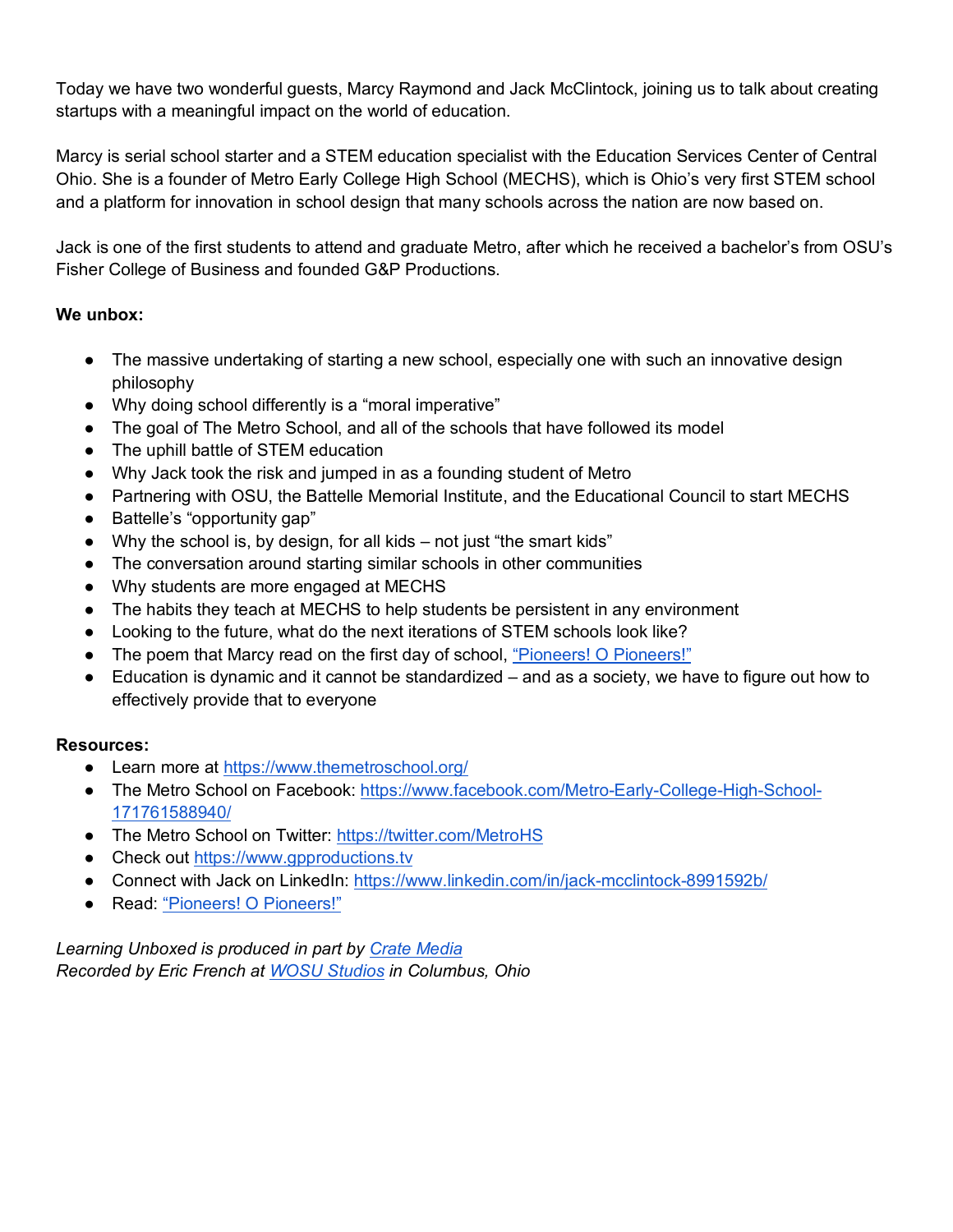Today we have two wonderful guests, Marcy Raymond and Jack McClintock, joining us to talk about creating startups with a meaningful impact on the world of education.

Marcy is serial school starter and a STEM education specialist with the Education Services Center of Central Ohio. She is a founder of Metro Early College High School (MECHS), which is Ohio's very first STEM school and a platform for innovation in school design that many schools across the nation are now based on.

Jack is one of the first students to attend and graduate Metro, after which he received a bachelor's from OSU's Fisher College of Business and founded G&P Productions.

**We unbox:**

- The massive undertaking of starting a new school, especially one with such an innovative design philosophy
- Why doing school differently is a "moral imperative"
- The goal of The Metro School, and all of the schools that have followed its model
- The uphill battle of STEM education
- Why Jack took the risk and jumped in as a founding student of Metro
- Partnering with OSU, the Battelle Memorial Institute, and the Educational Council to start MECHS
- Battelle's "opportunity gap"
- Why the school is, by design, for all kids – not just "the smart kids"
- The conversation around starting similar schools in other communities
- Why students are more engaged at MECHS
- The habits they teach at MECHS to help students be persistent in any environment
- Looking to the future, what do the next iterations of STEM schools look like?
- The poem that Marcy read on the first day of school, "Pioneers! O Pioneers!"
- Education is dynamic and it cannot be standardized – and as a society, we have to figure out how to effectively provide that to everyone

**Resources:**

- Learn more at https://www.themetroschool.org/
- The Metro School on Facebook: https://www.facebook.com/Metro-Early-College-High-School-171761588940/
- The Metro School on Twitter: https://twitter.com/MetroHS
- Check out https://www.gpproductions.tv
- Connect with Jack on LinkedIn: https://www.linkedin.com/in/jack-mcclintock-8991592b/
- Read: "Pioneers! O Pioneers!"

*Learning Unboxed is produced in part by Crate Media*
*Recorded by Eric French at WOSU Studios in Columbus, Ohio*